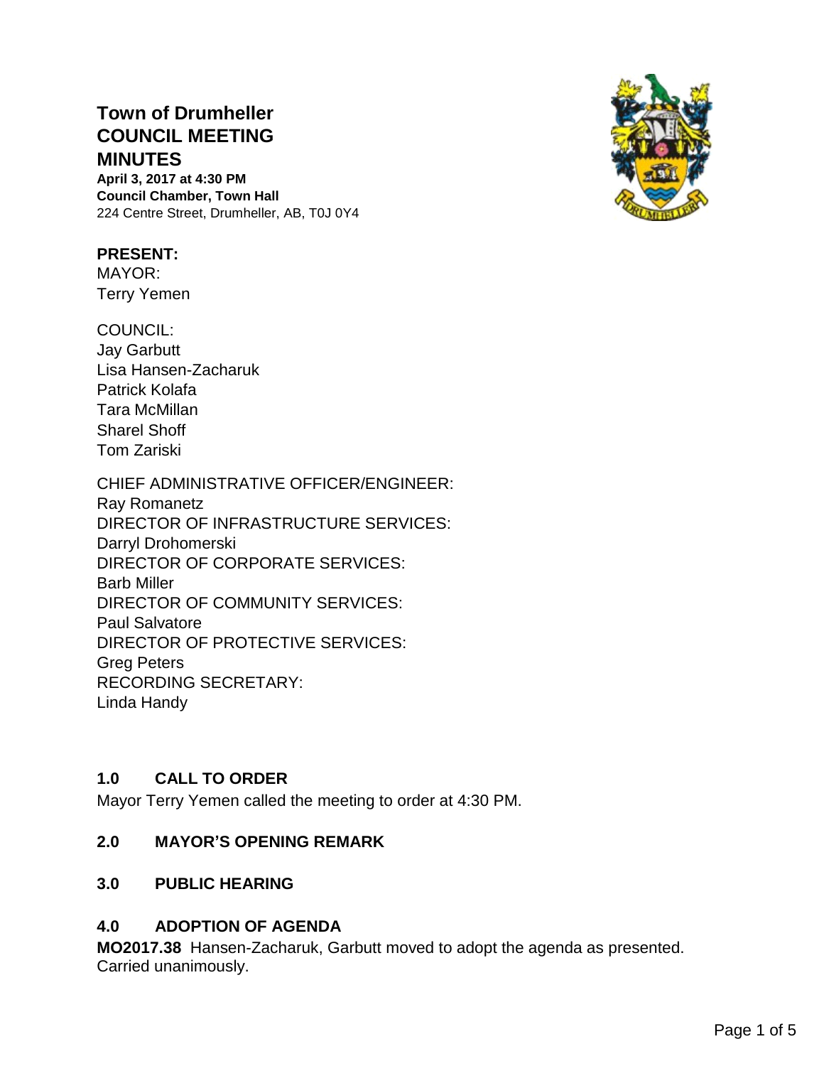# Town of Drumheller
# COUNCIL MEETING
# MINUTES

**April 3, 2017 at 4:30 PM**
**Council Chamber, Town Hall**
224 Centre Street, Drumheller, AB, T0J 0Y4

**PRESENT:**
MAYOR:
Terry Yemen

COUNCIL:
Jay Garbutt
Lisa Hansen-Zacharuk
Patrick Kolafa
Tara McMillan
Sharel Shoff
Tom Zariski

CHIEF ADMINISTRATIVE OFFICER/ENGINEER:
Ray Romanetz
DIRECTOR OF INFRASTRUCTURE SERVICES:
Darryl Drohomerski
DIRECTOR OF CORPORATE SERVICES:
Barb Miller
DIRECTOR OF COMMUNITY SERVICES:
Paul Salvatore
DIRECTOR OF PROTECTIVE SERVICES:
Greg Peters
RECORDING SECRETARY:
Linda Handy

## 1.0 CALL TO ORDER

Mayor Terry Yemen called the meeting to order at 4:30 PM.

## 2.0 MAYOR'S OPENING REMARK

## 3.0 PUBLIC HEARING

## 4.0 ADOPTION OF AGENDA

**MO2017.38** Hansen-Zacharuk, Garbutt moved to adopt the agenda as presented. Carried unanimously.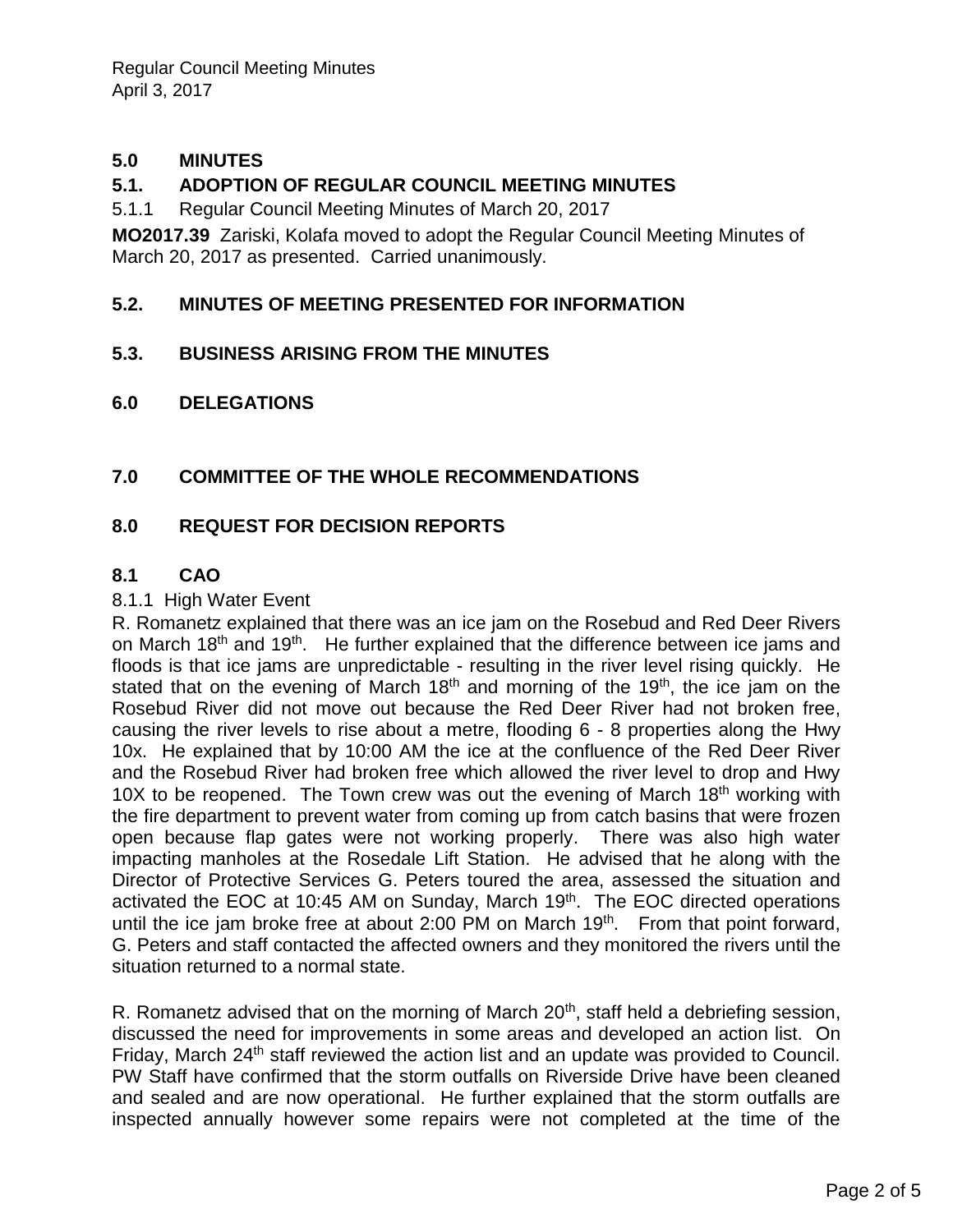## 5.0 MINUTES

### 5.1. ADOPTION OF REGULAR COUNCIL MEETING MINUTES

5.1.1 Regular Council Meeting Minutes of March 20, 2017

**MO2017.39** Zariski, Kolafa moved to adopt the Regular Council Meeting Minutes of March 20, 2017 as presented. Carried unanimously.

### 5.2. MINUTES OF MEETING PRESENTED FOR INFORMATION

### 5.3. BUSINESS ARISING FROM THE MINUTES

## 6.0 DELEGATIONS

## 7.0 COMMITTEE OF THE WHOLE RECOMMENDATIONS

## 8.0 REQUEST FOR DECISION REPORTS

### 8.1 CAO

8.1.1 High Water Event

R. Romanetz explained that there was an ice jam on the Rosebud and Red Deer Rivers on March 18th and 19th. He further explained that the difference between ice jams and floods is that ice jams are unpredictable - resulting in the river level rising quickly. He stated that on the evening of March 18th and morning of the 19th, the ice jam on the Rosebud River did not move out because the Red Deer River had not broken free, causing the river levels to rise about a metre, flooding 6 - 8 properties along the Hwy 10x. He explained that by 10:00 AM the ice at the confluence of the Red Deer River and the Rosebud River had broken free which allowed the river level to drop and Hwy 10X to be reopened. The Town crew was out the evening of March 18th working with the fire department to prevent water from coming up from catch basins that were frozen open because flap gates were not working properly. There was also high water impacting manholes at the Rosedale Lift Station. He advised that he along with the Director of Protective Services G. Peters toured the area, assessed the situation and activated the EOC at 10:45 AM on Sunday, March 19th. The EOC directed operations until the ice jam broke free at about 2:00 PM on March 19th. From that point forward, G. Peters and staff contacted the affected owners and they monitored the rivers until the situation returned to a normal state.

R. Romanetz advised that on the morning of March 20th, staff held a debriefing session, discussed the need for improvements in some areas and developed an action list. On Friday, March 24th staff reviewed the action list and an update was provided to Council. PW Staff have confirmed that the storm outfalls on Riverside Drive have been cleaned and sealed and are now operational. He further explained that the storm outfalls are inspected annually however some repairs were not completed at the time of the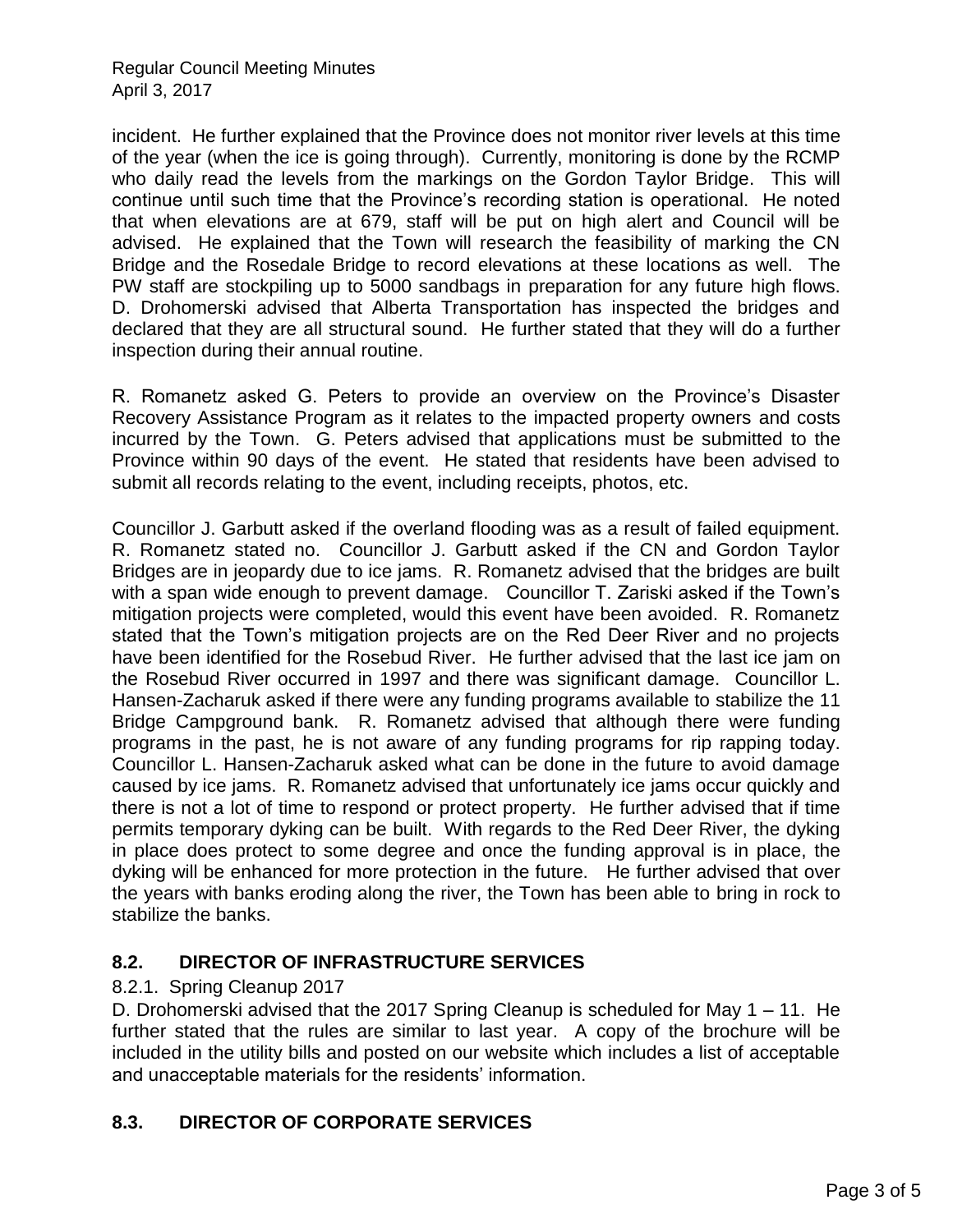incident. He further explained that the Province does not monitor river levels at this time of the year (when the ice is going through). Currently, monitoring is done by the RCMP who daily read the levels from the markings on the Gordon Taylor Bridge. This will continue until such time that the Province's recording station is operational. He noted that when elevations are at 679, staff will be put on high alert and Council will be advised. He explained that the Town will research the feasibility of marking the CN Bridge and the Rosedale Bridge to record elevations at these locations as well. The PW staff are stockpiling up to 5000 sandbags in preparation for any future high flows. D. Drohomerski advised that Alberta Transportation has inspected the bridges and declared that they are all structural sound. He further stated that they will do a further inspection during their annual routine.

R. Romanetz asked G. Peters to provide an overview on the Province's Disaster Recovery Assistance Program as it relates to the impacted property owners and costs incurred by the Town. G. Peters advised that applications must be submitted to the Province within 90 days of the event. He stated that residents have been advised to submit all records relating to the event, including receipts, photos, etc.

Councillor J. Garbutt asked if the overland flooding was as a result of failed equipment. R. Romanetz stated no. Councillor J. Garbutt asked if the CN and Gordon Taylor Bridges are in jeopardy due to ice jams. R. Romanetz advised that the bridges are built with a span wide enough to prevent damage. Councillor T. Zariski asked if the Town's mitigation projects were completed, would this event have been avoided. R. Romanetz stated that the Town's mitigation projects are on the Red Deer River and no projects have been identified for the Rosebud River. He further advised that the last ice jam on the Rosebud River occurred in 1997 and there was significant damage. Councillor L. Hansen-Zacharuk asked if there were any funding programs available to stabilize the 11 Bridge Campground bank. R. Romanetz advised that although there were funding programs in the past, he is not aware of any funding programs for rip rapping today. Councillor L. Hansen-Zacharuk asked what can be done in the future to avoid damage caused by ice jams. R. Romanetz advised that unfortunately ice jams occur quickly and there is not a lot of time to respond or protect property. He further advised that if time permits temporary dyking can be built. With regards to the Red Deer River, the dyking in place does protect to some degree and once the funding approval is in place, the dyking will be enhanced for more protection in the future. He further advised that over the years with banks eroding along the river, the Town has been able to bring in rock to stabilize the banks.

## 8.2. DIRECTOR OF INFRASTRUCTURE SERVICES

8.2.1. Spring Cleanup 2017

D. Drohomerski advised that the 2017 Spring Cleanup is scheduled for May 1 – 11. He further stated that the rules are similar to last year. A copy of the brochure will be included in the utility bills and posted on our website which includes a list of acceptable and unacceptable materials for the residents' information.

## 8.3. DIRECTOR OF CORPORATE SERVICES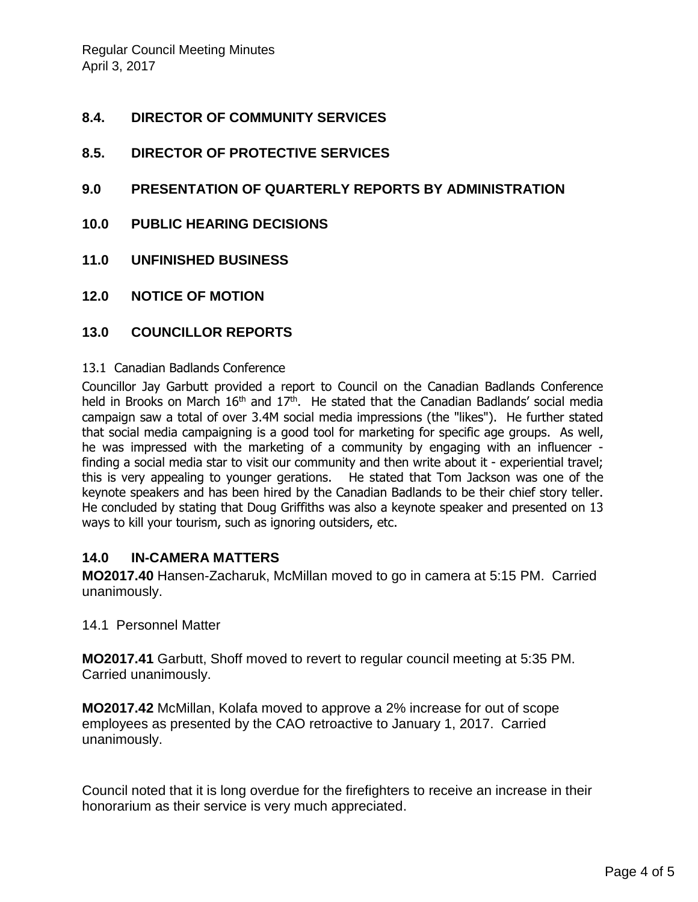## 8.4. DIRECTOR OF COMMUNITY SERVICES

## 8.5. DIRECTOR OF PROTECTIVE SERVICES

## 9.0 PRESENTATION OF QUARTERLY REPORTS BY ADMINISTRATION

## 10.0 PUBLIC HEARING DECISIONS

## 11.0 UNFINISHED BUSINESS

## 12.0 NOTICE OF MOTION

## 13.0 COUNCILLOR REPORTS

13.1 Canadian Badlands Conference

Councillor Jay Garbutt provided a report to Council on the Canadian Badlands Conference held in Brooks on March 16th and 17th. He stated that the Canadian Badlands' social media campaign saw a total of over 3.4M social media impressions (the "likes"). He further stated that social media campaigning is a good tool for marketing for specific age groups. As well, he was impressed with the marketing of a community by engaging with an influencer - finding a social media star to visit our community and then write about it - experiential travel; this is very appealing to younger gerations. He stated that Tom Jackson was one of the keynote speakers and has been hired by the Canadian Badlands to be their chief story teller. He concluded by stating that Doug Griffiths was also a keynote speaker and presented on 13 ways to kill your tourism, such as ignoring outsiders, etc.

## 14.0 IN-CAMERA MATTERS

**MO2017.40** Hansen-Zacharuk, McMillan moved to go in camera at 5:15 PM. Carried unanimously.

14.1 Personnel Matter

**MO2017.41** Garbutt, Shoff moved to revert to regular council meeting at 5:35 PM. Carried unanimously.

**MO2017.42** McMillan, Kolafa moved to approve a 2% increase for out of scope employees as presented by the CAO retroactive to January 1, 2017. Carried unanimously.

Council noted that it is long overdue for the firefighters to receive an increase in their honorarium as their service is very much appreciated.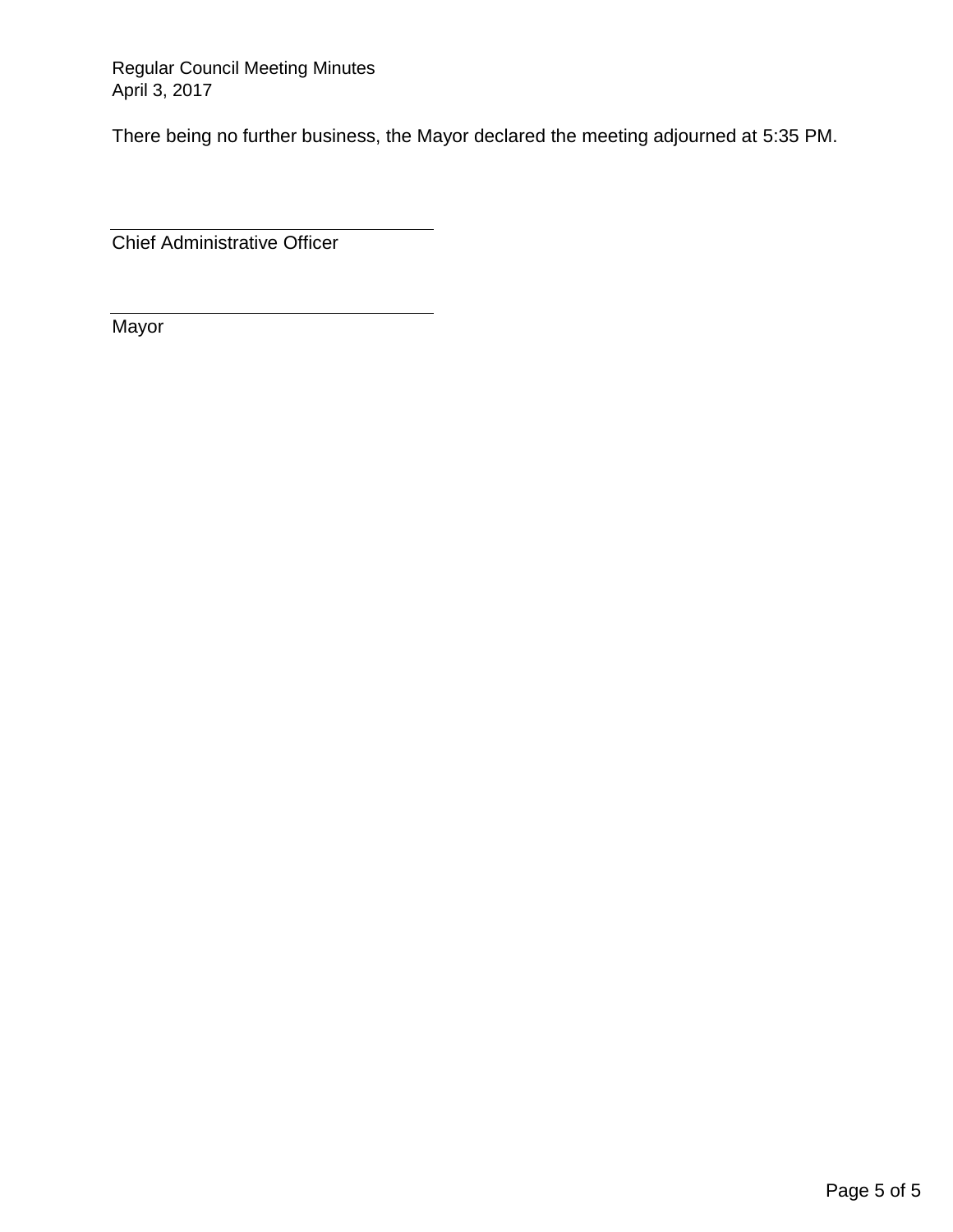There being no further business, the Mayor declared the meeting adjourned at 5:35 PM.

\_\_\_\_\_\_\_\_\_\_\_\_\_\_\_\_\_\_\_\_\_\_\_\_\_\_\_\_\_\_\_\_

Chief Administrative Officer

\_\_\_\_\_\_\_\_\_\_\_\_\_\_\_\_\_\_\_\_\_\_\_\_\_\_\_\_\_\_\_\_

Mayor